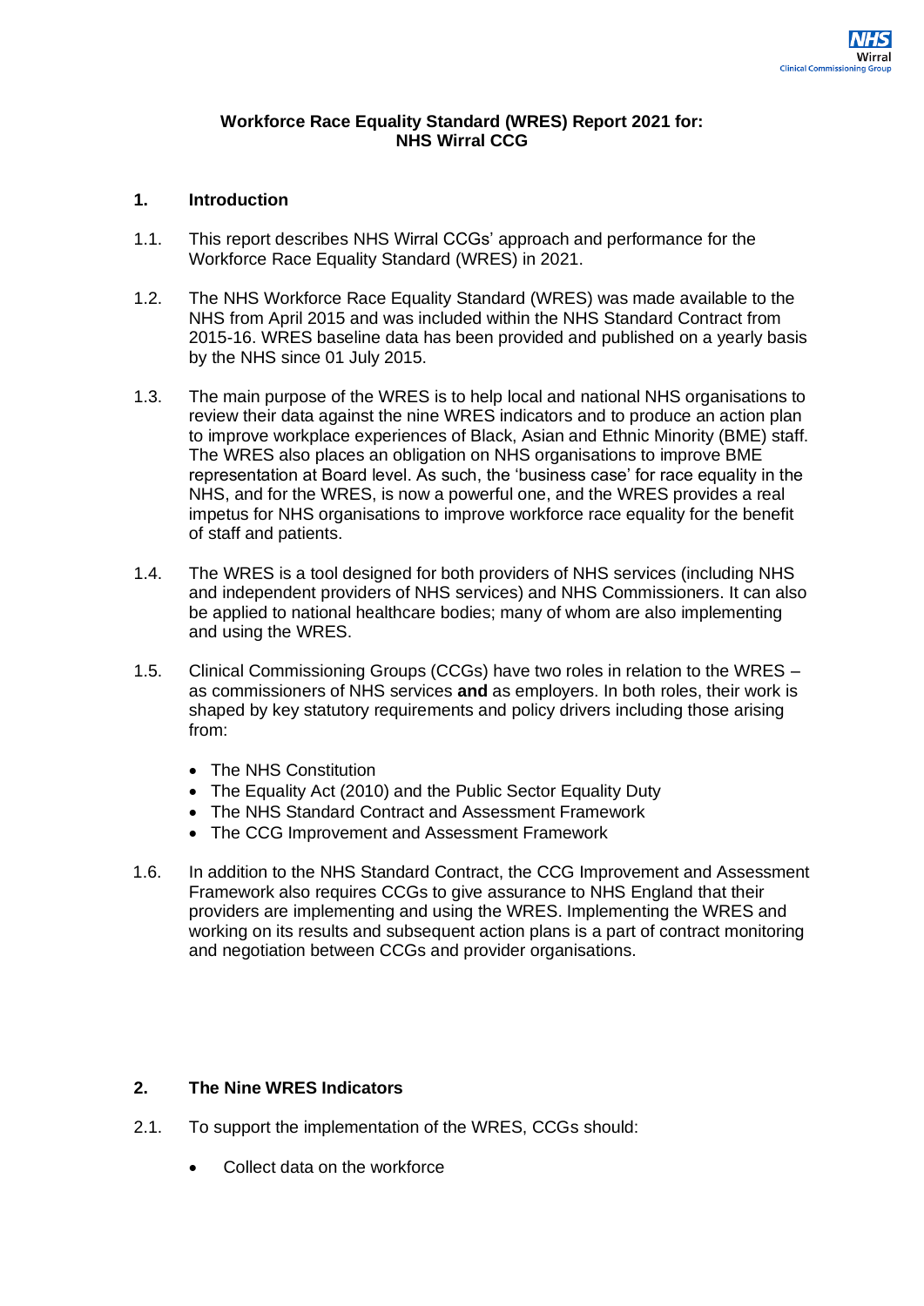# Workforce Race Equality Standard (WRES) Report 2021 for: NHS Wirral CCG

## 1. Introduction

1.1. This report describes NHS Wirral CCGs' approach and performance for the Workforce Race Equality Standard (WRES) in 2021.

1.2. The NHS Workforce Race Equality Standard (WRES) was made available to the NHS from April 2015 and was included within the NHS Standard Contract from 2015-16. WRES baseline data has been provided and published on a yearly basis by the NHS since 01 July 2015.

1.3. The main purpose of the WRES is to help local and national NHS organisations to review their data against the nine WRES indicators and to produce an action plan to improve workplace experiences of Black, Asian and Ethnic Minority (BME) staff. The WRES also places an obligation on NHS organisations to improve BME representation at Board level. As such, the 'business case' for race equality in the NHS, and for the WRES, is now a powerful one, and the WRES provides a real impetus for NHS organisations to improve workforce race equality for the benefit of staff and patients.

1.4. The WRES is a tool designed for both providers of NHS services (including NHS and independent providers of NHS services) and NHS Commissioners. It can also be applied to national healthcare bodies; many of whom are also implementing and using the WRES.

1.5. Clinical Commissioning Groups (CCGs) have two roles in relation to the WRES – as commissioners of NHS services **and** as employers. In both roles, their work is shaped by key statutory requirements and policy drivers including those arising from:

- The NHS Constitution
- The Equality Act (2010) and the Public Sector Equality Duty
- The NHS Standard Contract and Assessment Framework
- The CCG Improvement and Assessment Framework

1.6. In addition to the NHS Standard Contract, the CCG Improvement and Assessment Framework also requires CCGs to give assurance to NHS England that their providers are implementing and using the WRES. Implementing the WRES and working on its results and subsequent action plans is a part of contract monitoring and negotiation between CCGs and provider organisations.

## 2. The Nine WRES Indicators

2.1. To support the implementation of the WRES, CCGs should:

- Collect data on the workforce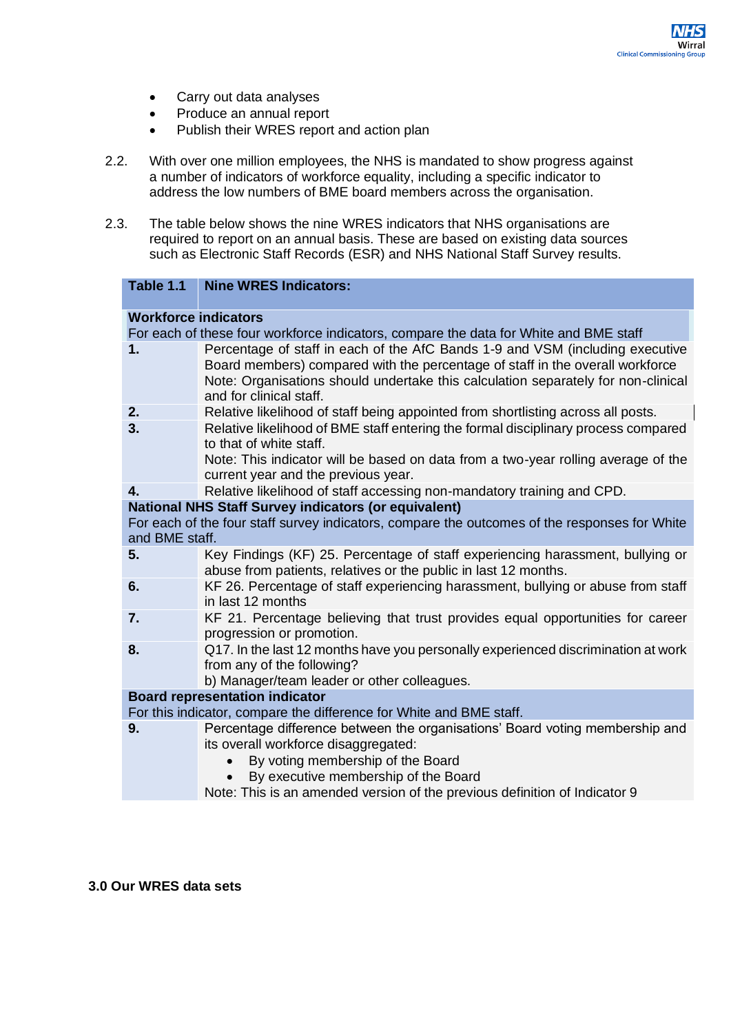- Carry out data analyses
- Produce an annual report
- Publish their WRES report and action plan

2.2. With over one million employees, the NHS is mandated to show progress against a number of indicators of workforce equality, including a specific indicator to address the low numbers of BME board members across the organisation.

2.3. The table below shows the nine WRES indicators that NHS organisations are required to report on an annual basis. These are based on existing data sources such as Electronic Staff Records (ESR) and NHS National Staff Survey results.

| Table 1.1 | Nine WRES Indicators: |
|---|---|
| **Workforce indicators**<br>For each of these four workforce indicators, compare the data for White and BME staff | |
| **1.** | Percentage of staff in each of the AfC Bands 1-9 and VSM (including executive Board members) compared with the percentage of staff in the overall workforce<br>Note: Organisations should undertake this calculation separately for non-clinical and for clinical staff. |
| **2.** | Relative likelihood of staff being appointed from shortlisting across all posts. |
| **3.** | Relative likelihood of BME staff entering the formal disciplinary process compared to that of white staff.<br>Note: This indicator will be based on data from a two-year rolling average of the current year and the previous year. |
| **4.** | Relative likelihood of staff accessing non-mandatory training and CPD. |
| **National NHS Staff Survey indicators (or equivalent)**<br>For each of the four staff survey indicators, compare the outcomes of the responses for White and BME staff. | |
| **5.** | Key Findings (KF) 25. Percentage of staff experiencing harassment, bullying or abuse from patients, relatives or the public in last 12 months. |
| **6.** | KF 26. Percentage of staff experiencing harassment, bullying or abuse from staff in last 12 months |
| **7.** | KF 21. Percentage believing that trust provides equal opportunities for career progression or promotion. |
| **8.** | Q17. In the last 12 months have you personally experienced discrimination at work from any of the following?<br>b) Manager/team leader or other colleagues. |
| **Board representation indicator**<br>For this indicator, compare the difference for White and BME staff. | |
| **9.** | Percentage difference between the organisations' Board voting membership and its overall workforce disaggregated:<br>• By voting membership of the Board<br>• By executive membership of the Board<br>Note: This is an amended version of the previous definition of Indicator 9 |

## 3.0 Our WRES data sets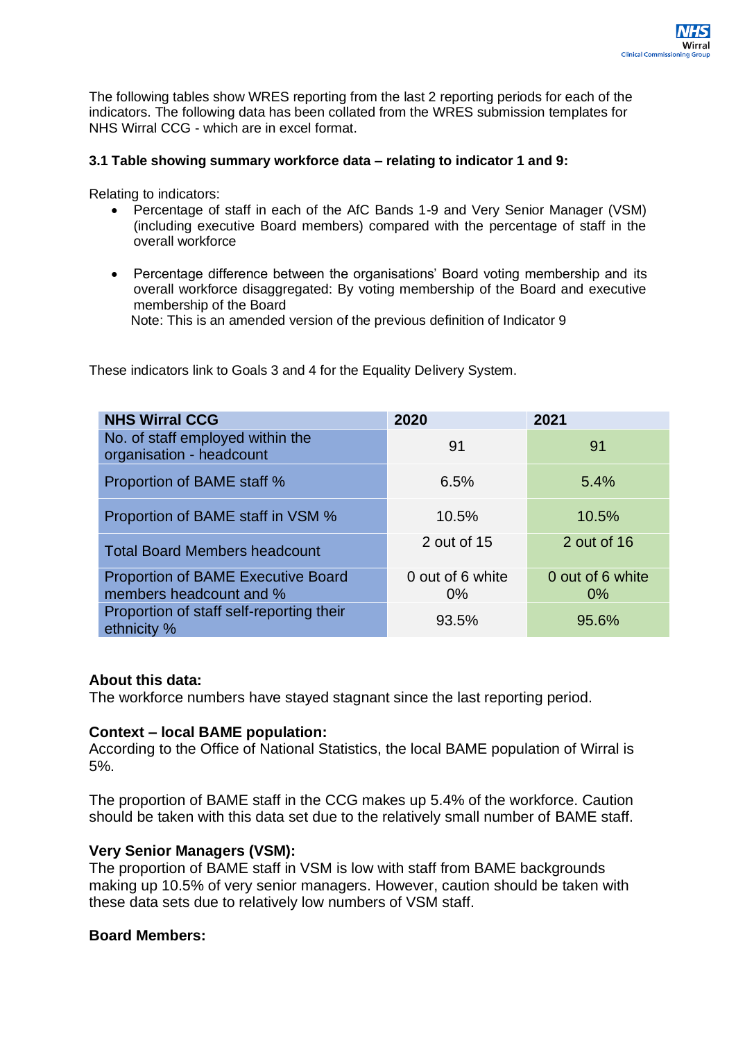The following tables show WRES reporting from the last 2 reporting periods for each of the indicators. The following data has been collated from the WRES submission templates for NHS Wirral CCG - which are in excel format.

### 3.1 Table showing summary workforce data – relating to indicator 1 and 9:

Relating to indicators:

- Percentage of staff in each of the AfC Bands 1-9 and Very Senior Manager (VSM) (including executive Board members) compared with the percentage of staff in the overall workforce
- Percentage difference between the organisations' Board voting membership and its overall workforce disaggregated: By voting membership of the Board and executive membership of the Board
  Note: This is an amended version of the previous definition of Indicator 9

These indicators link to Goals 3 and 4 for the Equality Delivery System.

| NHS Wirral CCG | 2020 | 2021 |
|---|---|---|
| No. of staff employed within the organisation - headcount | 91 | 91 |
| Proportion of BAME staff % | 6.5% | 5.4% |
| Proportion of BAME staff in VSM % | 10.5% | 10.5% |
| Total Board Members headcount | 2 out of 15 | 2 out of 16 |
| Proportion of BAME Executive Board members headcount and % | 0 out of 6 white 0% | 0 out of 6 white 0% |
| Proportion of staff self-reporting their ethnicity % | 93.5% | 95.6% |

**About this data:**
The workforce numbers have stayed stagnant since the last reporting period.

**Context – local BAME population:**
According to the Office of National Statistics, the local BAME population of Wirral is 5%.

The proportion of BAME staff in the CCG makes up 5.4% of the workforce. Caution should be taken with this data set due to the relatively small number of BAME staff.

**Very Senior Managers (VSM):**
The proportion of BAME staff in VSM is low with staff from BAME backgrounds making up 10.5% of very senior managers. However, caution should be taken with these data sets due to relatively low numbers of VSM staff.

**Board Members:**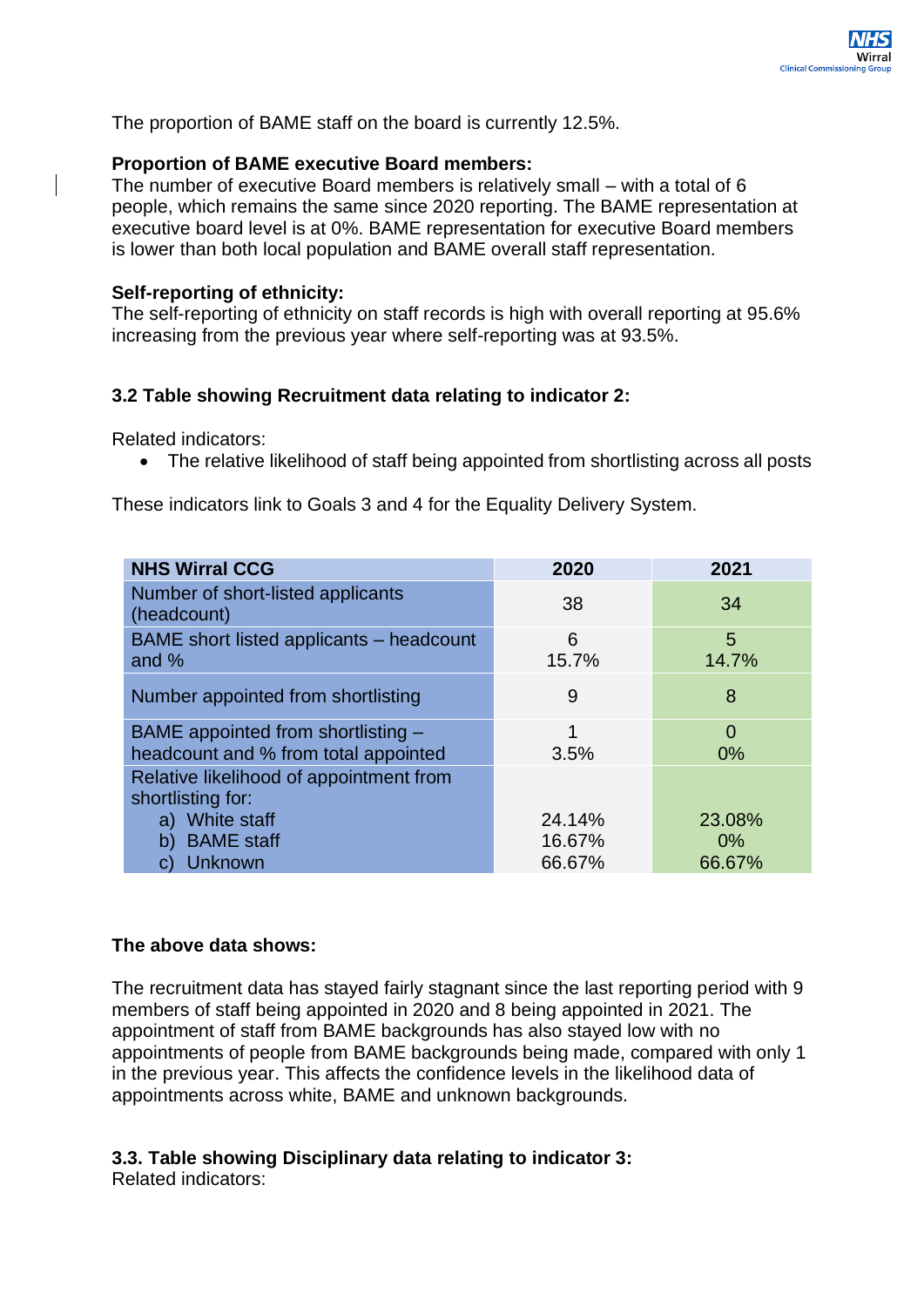The proportion of BAME staff on the board is currently 12.5%.

**Proportion of BAME executive Board members:**
The number of executive Board members is relatively small – with a total of 6 people, which remains the same since 2020 reporting. The BAME representation at executive board level is at 0%. BAME representation for executive Board members is lower than both local population and BAME overall staff representation.

**Self-reporting of ethnicity:**
The self-reporting of ethnicity on staff records is high with overall reporting at 95.6% increasing from the previous year where self-reporting was at 93.5%.

**3.2 Table showing Recruitment data relating to indicator 2:**

Related indicators:

- The relative likelihood of staff being appointed from shortlisting across all posts

These indicators link to Goals 3 and 4 for the Equality Delivery System.

| NHS Wirral CCG | 2020 | 2021 |
|---|---|---|
| Number of short-listed applicants (headcount) | 38 | 34 |
| BAME short listed applicants – headcount and % | 6<br>15.7% | 5<br>14.7% |
| Number appointed from shortlisting | 9 | 8 |
| BAME appointed from shortlisting – headcount and % from total appointed | 1<br>3.5% | 0<br>0% |
| Relative likelihood of appointment from shortlisting for:<br>a) White staff<br>b) BAME staff<br>c) Unknown | 24.14%<br>16.67%<br>66.67% | 23.08%<br>0%<br>66.67% |

**The above data shows:**

The recruitment data has stayed fairly stagnant since the last reporting period with 9 members of staff being appointed in 2020 and 8 being appointed in 2021. The appointment of staff from BAME backgrounds has also stayed low with no appointments of people from BAME backgrounds being made, compared with only 1 in the previous year. This affects the confidence levels in the likelihood data of appointments across white, BAME and unknown backgrounds.

**3.3. Table showing Disciplinary data relating to indicator 3:**
Related indicators: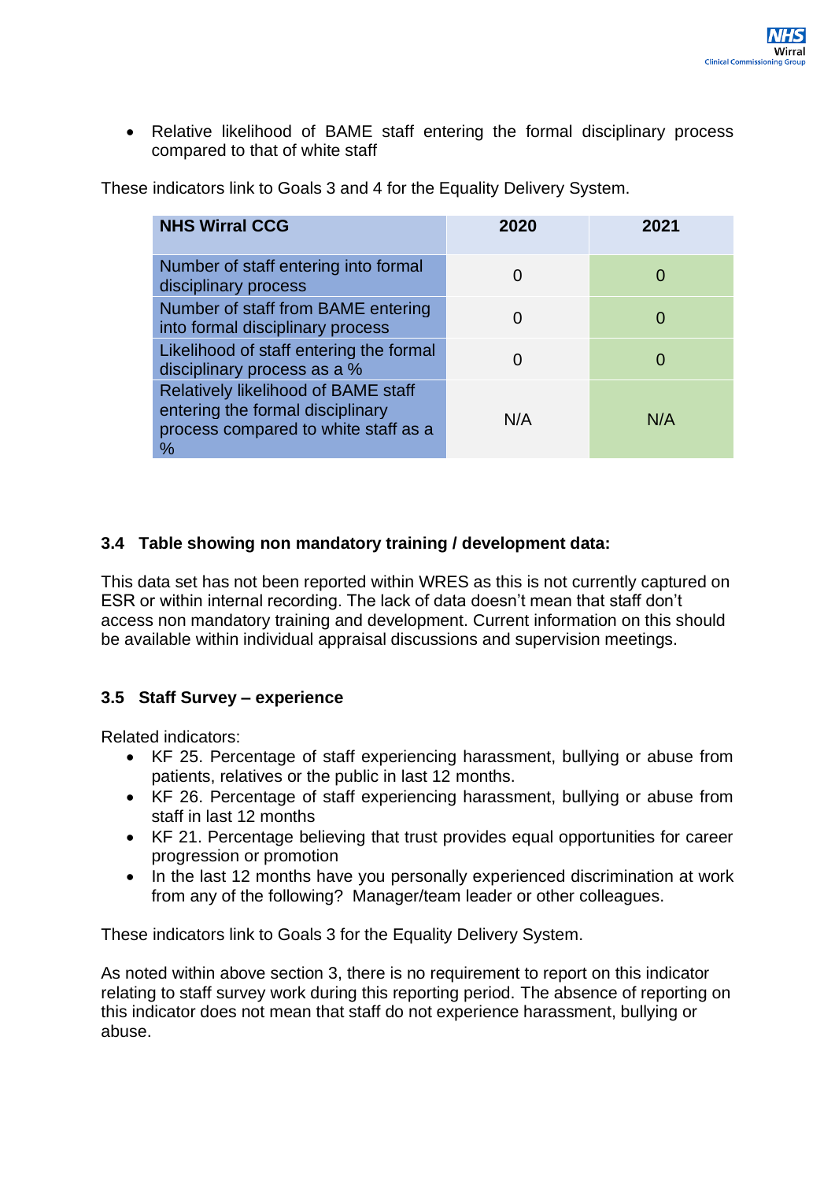- Relative likelihood of BAME staff entering the formal disciplinary process compared to that of white staff

These indicators link to Goals 3 and 4 for the Equality Delivery System.

| NHS Wirral CCG | 2020 | 2021 |
| --- | --- | --- |
| Number of staff entering into formal disciplinary process | 0 | 0 |
| Number of staff from BAME entering into formal disciplinary process | 0 | 0 |
| Likelihood of staff entering the formal disciplinary process as a % | 0 | 0 |
| Relatively likelihood of BAME staff entering the formal disciplinary process compared to white staff as a % | N/A | N/A |

### 3.4 Table showing non mandatory training / development data:

This data set has not been reported within WRES as this is not currently captured on ESR or within internal recording. The lack of data doesn't mean that staff don't access non mandatory training and development. Current information on this should be available within individual appraisal discussions and supervision meetings.

### 3.5 Staff Survey – experience

Related indicators:

- KF 25. Percentage of staff experiencing harassment, bullying or abuse from patients, relatives or the public in last 12 months.
- KF 26. Percentage of staff experiencing harassment, bullying or abuse from staff in last 12 months
- KF 21. Percentage believing that trust provides equal opportunities for career progression or promotion
- In the last 12 months have you personally experienced discrimination at work from any of the following? Manager/team leader or other colleagues.

These indicators link to Goals 3 for the Equality Delivery System.

As noted within above section 3, there is no requirement to report on this indicator relating to staff survey work during this reporting period. The absence of reporting on this indicator does not mean that staff do not experience harassment, bullying or abuse.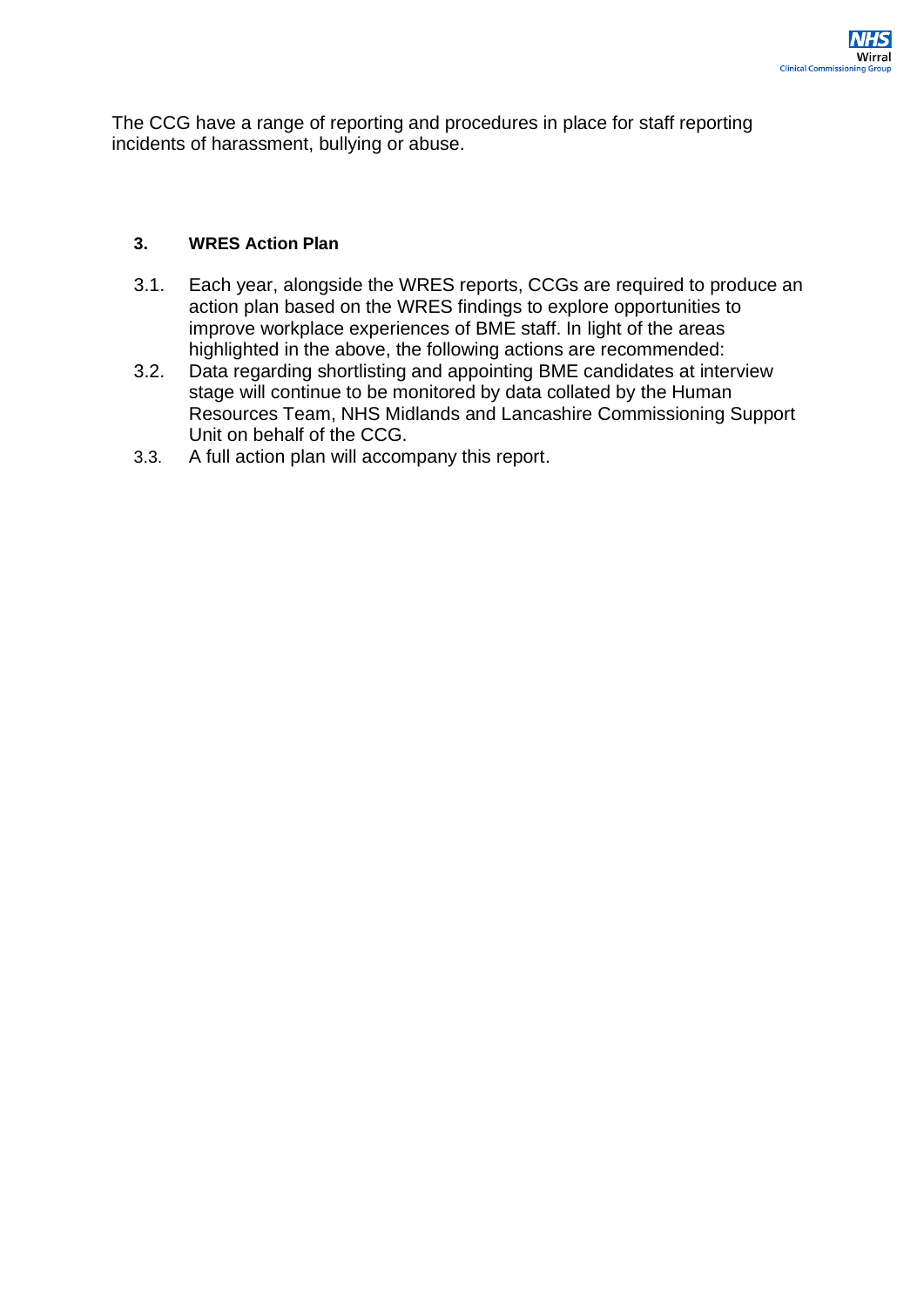The CCG have a range of reporting and procedures in place for staff reporting incidents of harassment, bullying or abuse.

## 3. WRES Action Plan

3.1. Each year, alongside the WRES reports, CCGs are required to produce an action plan based on the WRES findings to explore opportunities to improve workplace experiences of BME staff. In light of the areas highlighted in the above, the following actions are recommended:

3.2. Data regarding shortlisting and appointing BME candidates at interview stage will continue to be monitored by data collated by the Human Resources Team, NHS Midlands and Lancashire Commissioning Support Unit on behalf of the CCG.

3.3. A full action plan will accompany this report.